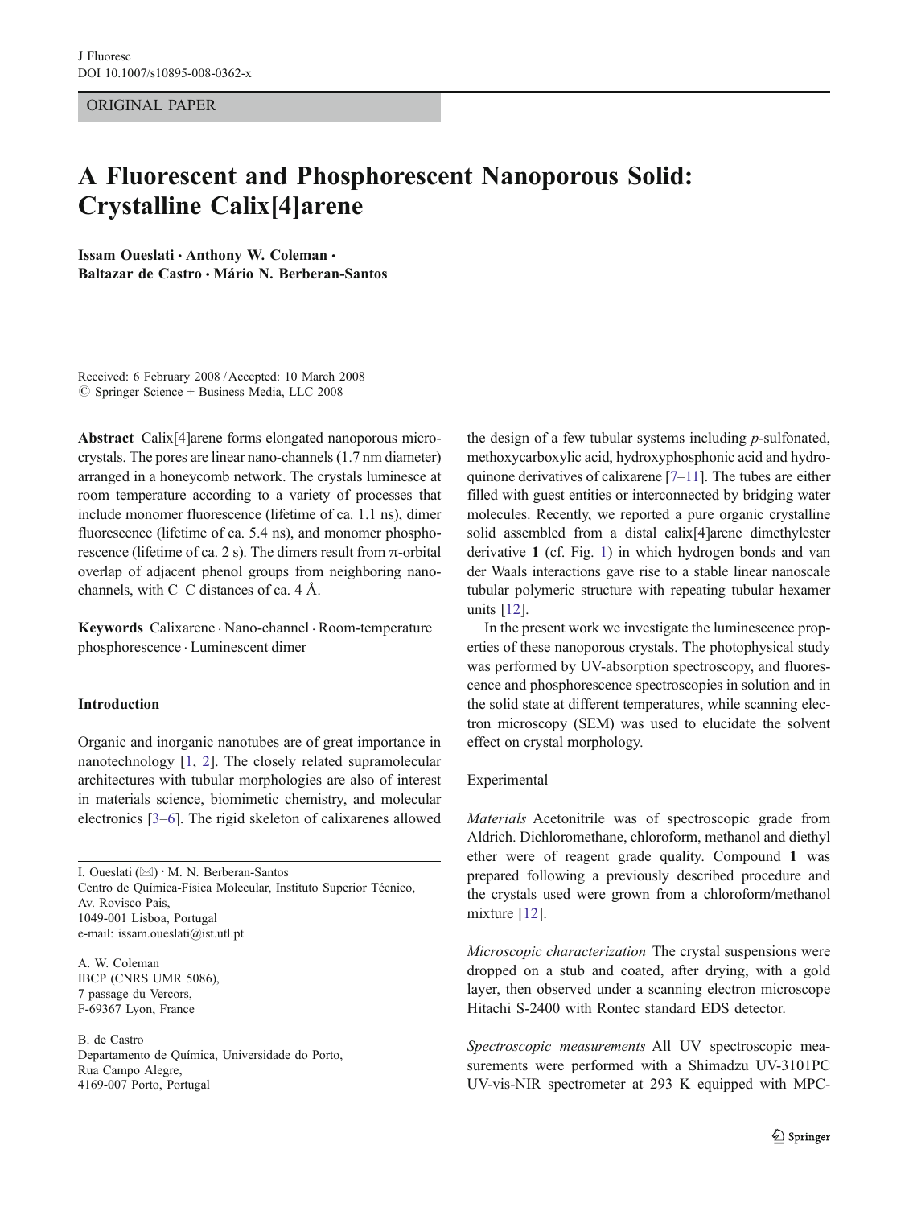ORIGINAL PAPER

# A Fluorescent and Phosphorescent Nanoporous Solid: Crystalline Calix[4]arene

Issam Oueslati · Anthony W. Coleman · Baltazar de Castro · Mário N. Berberan-Santos

Received: 6 February 2008 / Accepted: 10 March 2008
© Springer Science + Business Media, LLC 2008

**Abstract** Calix[4]arene forms elongated nanoporous microcrystals. The pores are linear nano-channels (1.7 nm diameter) arranged in a honeycomb network. The crystals luminesce at room temperature according to a variety of processes that include monomer fluorescence (lifetime of ca. 1.1 ns), dimer fluorescence (lifetime of ca. 5.4 ns), and monomer phosphorescence (lifetime of ca. 2 s). The dimers result from π-orbital overlap of adjacent phenol groups from neighboring nanochannels, with C–C distances of ca. 4 Å.

**Keywords** Calixarene · Nano-channel · Room-temperature phosphorescence · Luminescent dimer

## Introduction

Organic and inorganic nanotubes are of great importance in nanotechnology [1, 2]. The closely related supramolecular architectures with tubular morphologies are also of interest in materials science, biomimetic chemistry, and molecular electronics [3–6]. The rigid skeleton of calixarenes allowed the design of a few tubular systems including *p*-sulfonated, methoxycarboxylic acid, hydroxyphosphonic acid and hydroquinone derivatives of calixarene [7–11]. The tubes are either filled with guest entities or interconnected by bridging water molecules. Recently, we reported a pure organic crystalline solid assembled from a distal calix[4]arene dimethylester derivative **1** (cf. Fig. 1) in which hydrogen bonds and van der Waals interactions gave rise to a stable linear nanoscale tubular polymeric structure with repeating tubular hexamer units [12].

In the present work we investigate the luminescence properties of these nanoporous crystals. The photophysical study was performed by UV-absorption spectroscopy, and fluorescence and phosphorescence spectroscopies in solution and in the solid state at different temperatures, while scanning electron microscopy (SEM) was used to elucidate the solvent effect on crystal morphology.

I. Oueslati (✉) · M. N. Berberan-Santos
Centro de Química-Física Molecular, Instituto Superior Técnico, Av. Rovisco Pais, 1049-001 Lisboa, Portugal
e-mail: issam.oueslati@ist.utl.pt

A. W. Coleman
IBCP (CNRS UMR 5086), 7 passage du Vercors, F-69367 Lyon, France

B. de Castro
Departamento de Química, Universidade do Porto, Rua Campo Alegre, 4169-007 Porto, Portugal

## Experimental

*Materials* Acetonitrile was of spectroscopic grade from Aldrich. Dichloromethane, chloroform, methanol and diethyl ether were of reagent grade quality. Compound **1** was prepared following a previously described procedure and the crystals used were grown from a chloroform/methanol mixture [12].

*Microscopic characterization* The crystal suspensions were dropped on a stub and coated, after drying, with a gold layer, then observed under a scanning electron microscope Hitachi S-2400 with Rontec standard EDS detector.

*Spectroscopic measurements* All UV spectroscopic measurements were performed with a Shimadzu UV-3101PC UV-vis-NIR spectrometer at 293 K equipped with MPC-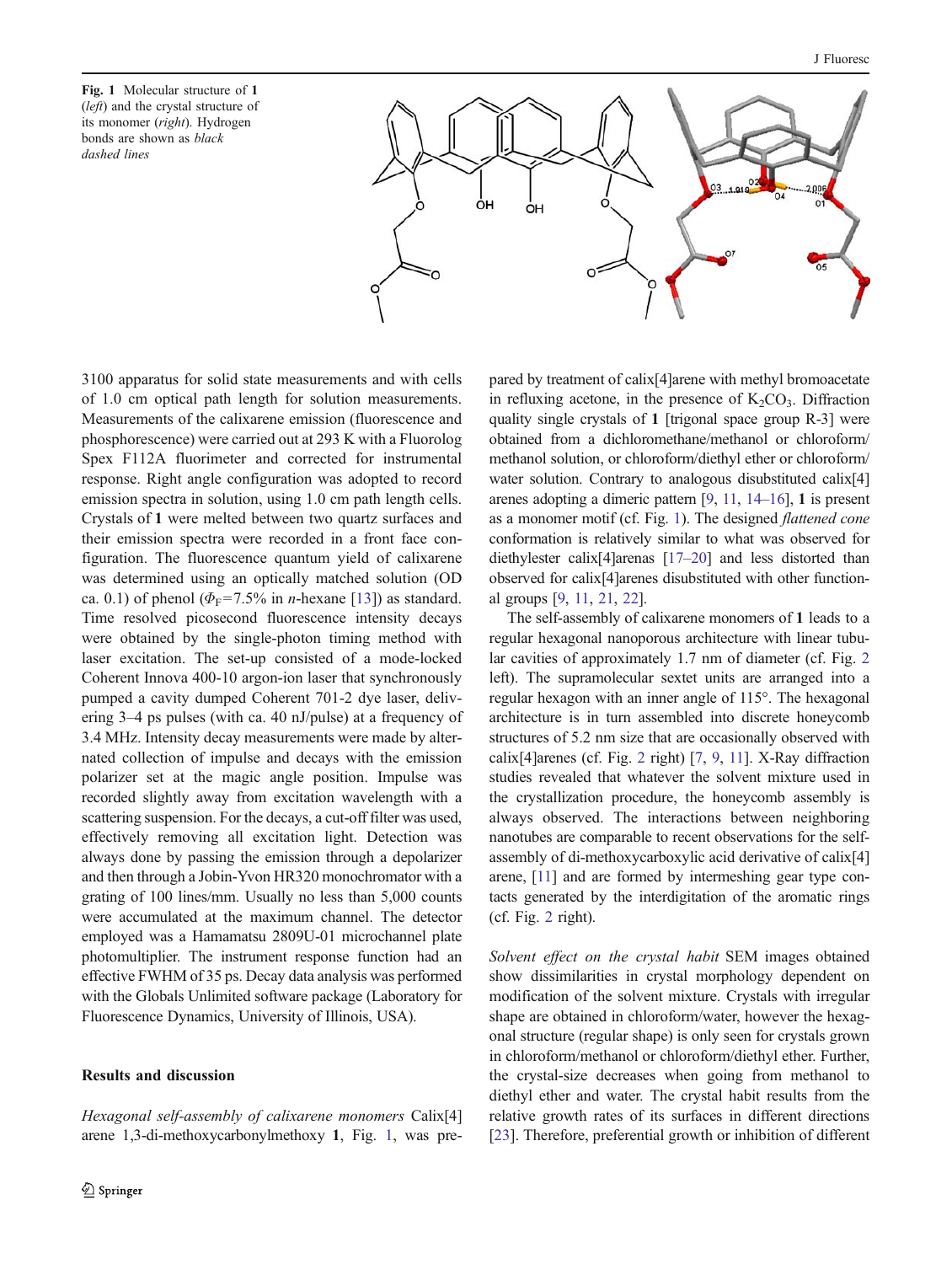Fig. 1 Molecular structure of **1** (*left*) and the crystal structure of its monomer (*right*). Hydrogen bonds are shown as *black dashed lines*

3100 apparatus for solid state measurements and with cells of 1.0 cm optical path length for solution measurements. Measurements of the calixarene emission (fluorescence and phosphorescence) were carried out at 293 K with a Fluorolog Spex F112A fluorimeter and corrected for instrumental response. Right angle configuration was adopted to record emission spectra in solution, using 1.0 cm path length cells. Crystals of **1** were melted between two quartz surfaces and their emission spectra were recorded in a front face configuration. The fluorescence quantum yield of calixarene was determined using an optically matched solution (OD ca. 0.1) of phenol ($\Phi_F$=7.5% in *n*-hexane [13]) as standard. Time resolved picosecond fluorescence intensity decays were obtained by the single-photon timing method with laser excitation. The set-up consisted of a mode-locked Coherent Innova 400-10 argon-ion laser that synchronously pumped a cavity dumped Coherent 701-2 dye laser, delivering 3–4 ps pulses (with ca. 40 nJ/pulse) at a frequency of 3.4 MHz. Intensity decay measurements were made by alternated collection of impulse and decays with the emission polarizer set at the magic angle position. Impulse was recorded slightly away from excitation wavelength with a scattering suspension. For the decays, a cut-off filter was used, effectively removing all excitation light. Detection was always done by passing the emission through a depolarizer and then through a Jobin-Yvon HR320 monochromator with a grating of 100 lines/mm. Usually no less than 5,000 counts were accumulated at the maximum channel. The detector employed was a Hamamatsu 2809U-01 microchannel plate photomultiplier. The instrument response function had an effective FWHM of 35 ps. Decay data analysis was performed with the Globals Unlimited software package (Laboratory for Fluorescence Dynamics, University of Illinois, USA).

## Results and discussion

*Hexagonal self-assembly of calixarene monomers* Calix[4] arene 1,3-di-methoxycarbonylmethoxy **1**, Fig. 1, was prepared by treatment of calix[4]arene with methyl bromoacetate in refluxing acetone, in the presence of $K_2CO_3$. Diffraction quality single crystals of **1** [trigonal space group R-3] were obtained from a dichloromethane/methanol or chloroform/methanol solution, or chloroform/diethyl ether or chloroform/water solution. Contrary to analogous disubstituted calix[4]arenes adopting a dimeric pattern [9, 11, 14–16], **1** is present as a monomer motif (cf. Fig. 1). The designed *flattened cone* conformation is relatively similar to what was observed for diethylester calix[4]arenas [17–20] and less distorted than observed for calix[4]arenes disubstituted with other functional groups [9, 11, 21, 22].

The self-assembly of calixarene monomers of **1** leads to a regular hexagonal nanoporous architecture with linear tubular cavities of approximately 1.7 nm of diameter (cf. Fig. 2 left). The supramolecular sextet units are arranged into a regular hexagon with an inner angle of 115°. The hexagonal architecture is in turn assembled into discrete honeycomb structures of 5.2 nm size that are occasionally observed with calix[4]arenes (cf. Fig. 2 right) [7, 9, 11]. X-Ray diffraction studies revealed that whatever the solvent mixture used in the crystallization procedure, the honeycomb assembly is always observed. The interactions between neighboring nanotubes are comparable to recent observations for the self-assembly of di-methoxycarboxylic acid derivative of calix[4] arene, [11] and are formed by intermeshing gear type contacts generated by the interdigitation of the aromatic rings (cf. Fig. 2 right).

*Solvent effect on the crystal habit* SEM images obtained show dissimilarities in crystal morphology dependent on modification of the solvent mixture. Crystals with irregular shape are obtained in chloroform/water, however the hexagonal structure (regular shape) is only seen for crystals grown in chloroform/methanol or chloroform/diethyl ether. Further, the crystal-size decreases when going from methanol to diethyl ether and water. The crystal habit results from the relative growth rates of its surfaces in different directions [23]. Therefore, preferential growth or inhibition of different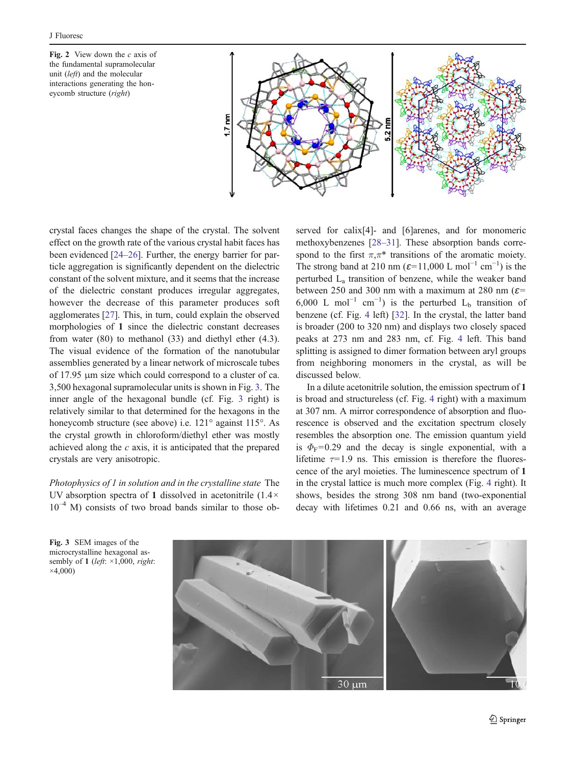Fig. 2 View down the *c* axis of the fundamental supramolecular unit (*left*) and the molecular interactions generating the honeycomb structure (*right*)

crystal faces changes the shape of the crystal. The solvent effect on the growth rate of the various crystal habit faces has been evidenced [24–26]. Further, the energy barrier for particle aggregation is significantly dependent on the dielectric constant of the solvent mixture, and it seems that the increase of the dielectric constant produces irregular aggregates, however the decrease of this parameter produces soft agglomerates [27]. This, in turn, could explain the observed morphologies of **1** since the dielectric constant decreases from water (80) to methanol (33) and diethyl ether (4.3). The visual evidence of the formation of the nanotubular assemblies generated by a linear network of microscale tubes of 17.95 μm size which could correspond to a cluster of ca. 3,500 hexagonal supramolecular units is shown in Fig. 3. The inner angle of the hexagonal bundle (cf. Fig. 3 right) is relatively similar to that determined for the hexagons in the honeycomb structure (see above) i.e. 121° against 115°. As the crystal growth in chloroform/diethyl ether was mostly achieved along the *c* axis, it is anticipated that the prepared crystals are very anisotropic.

*Photophysics of 1 in solution and in the crystalline state* The UV absorption spectra of **1** dissolved in acetonitrile ($1.4\times 10^{-4}$ M) consists of two broad bands similar to those observed for calix[4]- and [6]arenes, and for monomeric methoxybenzenes [28–31]. These absorption bands correspond to the first $\pi,\pi^*$ transitions of the aromatic moiety. The strong band at 210 nm ($\varepsilon$=11,000 L mol$^{-1}$ cm$^{-1}$) is the perturbed $L_a$ transition of benzene, while the weaker band between 250 and 300 nm with a maximum at 280 nm ($\varepsilon$= 6,000 L mol$^{-1}$ cm$^{-1}$) is the perturbed $L_b$ transition of benzene (cf. Fig. 4 left) [32]. In the crystal, the latter band is broader (200 to 320 nm) and displays two closely spaced peaks at 273 nm and 283 nm, cf. Fig. 4 left. This band splitting is assigned to dimer formation between aryl groups from neighboring monomers in the crystal, as will be discussed below.

In a dilute acetonitrile solution, the emission spectrum of **1** is broad and structureless (cf. Fig. 4 right) with a maximum at 307 nm. A mirror correspondence of absorption and fluorescence is observed and the excitation spectrum closely resembles the absorption one. The emission quantum yield is $\Phi_F$=0.29 and the decay is single exponential, with a lifetime $\tau$=1.9 ns. This emission is therefore the fluorescence of the aryl moieties. The luminescence spectrum of **1** in the crystal lattice is much more complex (Fig. 4 right). It shows, besides the strong 308 nm band (two-exponential decay with lifetimes 0.21 and 0.66 ns, with an average

Fig. 3 SEM images of the microcrystalline hexagonal assembly of **1** (*left*: ×1,000, *right*: ×4,000)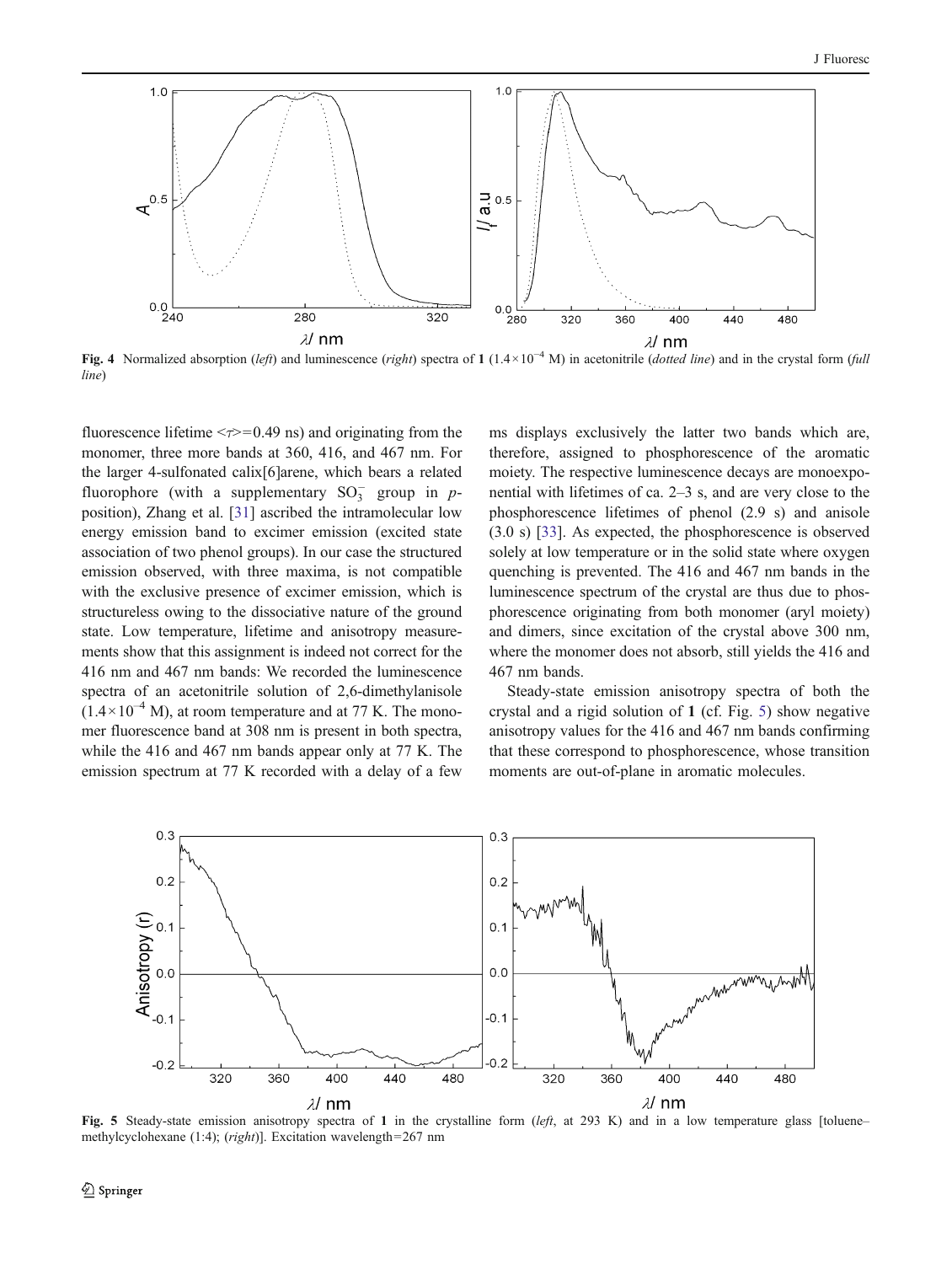Fig. 4 Normalized absorption (*left*) and luminescence (*right*) spectra of **1** ($1.4\times10^{-4}$ M) in acetonitrile (*dotted line*) and in the crystal form (*full line*)

fluorescence lifetime $<\tau>=0.49$ ns) and originating from the monomer, three more bands at 360, 416, and 467 nm. For the larger 4-sulfonated calix[6]arene, which bears a related fluorophore (with a supplementary $SO_3^-$ group in *p*-position), Zhang et al. [31] ascribed the intramolecular low energy emission band to excimer emission (excited state association of two phenol groups). In our case the structured emission observed, with three maxima, is not compatible with the exclusive presence of excimer emission, which is structureless owing to the dissociative nature of the ground state. Low temperature, lifetime and anisotropy measurements show that this assignment is indeed not correct for the 416 nm and 467 nm bands: We recorded the luminescence spectra of an acetonitrile solution of 2,6-dimethylanisole ($1.4\times10^{-4}$ M), at room temperature and at 77 K. The monomer fluorescence band at 308 nm is present in both spectra, while the 416 and 467 nm bands appear only at 77 K. The emission spectrum at 77 K recorded with a delay of a few ms displays exclusively the latter two bands which are, therefore, assigned to phosphorescence of the aromatic moiety. The respective luminescence decays are monoexponential with lifetimes of ca. 2–3 s, and are very close to the phosphorescence lifetimes of phenol (2.9 s) and anisole (3.0 s) [33]. As expected, the phosphorescence is observed solely at low temperature or in the solid state where oxygen quenching is prevented. The 416 and 467 nm bands in the luminescence spectrum of the crystal are thus due to phosphorescence originating from both monomer (aryl moiety) and dimers, since excitation of the crystal above 300 nm, where the monomer does not absorb, still yields the 416 and 467 nm bands.

Steady-state emission anisotropy spectra of both the crystal and a rigid solution of **1** (cf. Fig. 5) show negative anisotropy values for the 416 and 467 nm bands confirming that these correspond to phosphorescence, whose transition moments are out-of-plane in aromatic molecules.

Fig. 5 Steady-state emission anisotropy spectra of **1** in the crystalline form (*left*, at 293 K) and in a low temperature glass [toluene–methylcyclohexane (1:4); (*right*)]. Excitation wavelength=267 nm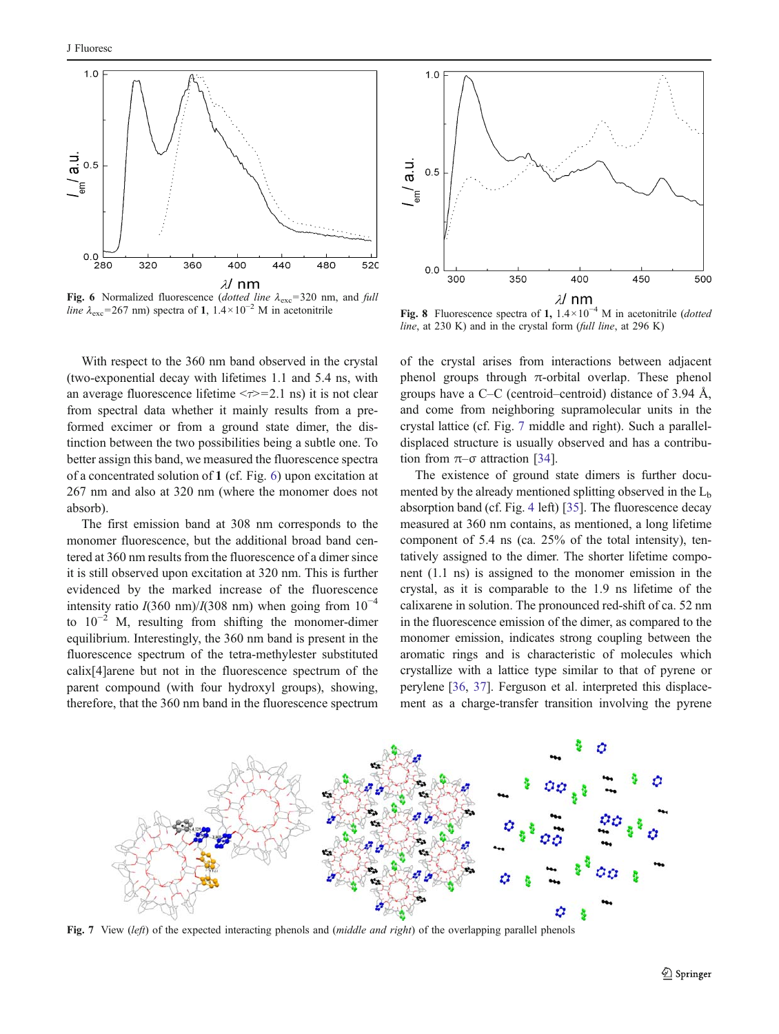Fig. 6 Normalized fluorescence (*dotted line* $\lambda_{exc}$=320 nm, and *full line* $\lambda_{exc}$=267 nm) spectra of **1**, $1.4\times10^{-2}$ M in acetonitrile

Fig. 8 Fluorescence spectra of **1**, $1.4\times10^{-4}$ M in acetonitrile (*dotted line*, at 230 K) and in the crystal form (*full line*, at 296 K)

With respect to the 360 nm band observed in the crystal (two-exponential decay with lifetimes 1.1 and 5.4 ns, with an average fluorescence lifetime $<\tau>$=2.1 ns) it is not clear from spectral data whether it mainly results from a pre-formed excimer or from a ground state dimer, the distinction between the two possibilities being a subtle one. To better assign this band, we measured the fluorescence spectra of a concentrated solution of **1** (cf. Fig. 6) upon excitation at 267 nm and also at 320 nm (where the monomer does not absorb).

The first emission band at 308 nm corresponds to the monomer fluorescence, but the additional broad band centered at 360 nm results from the fluorescence of a dimer since it is still observed upon excitation at 320 nm. This is further evidenced by the marked increase of the fluorescence intensity ratio $I$(360 nm)/$I$(308 nm) when going from $10^{-4}$ to $10^{-2}$ M, resulting from shifting the monomer-dimer equilibrium. Interestingly, the 360 nm band is present in the fluorescence spectrum of the tetra-methylester substituted calix[4]arene but not in the fluorescence spectrum of the parent compound (with four hydroxyl groups), showing, therefore, that the 360 nm band in the fluorescence spectrum of the crystal arises from interactions between adjacent phenol groups through π-orbital overlap. These phenol groups have a C–C (centroid–centroid) distance of 3.94 Å, and come from neighboring supramolecular units in the crystal lattice (cf. Fig. 7 middle and right). Such a parallel-displaced structure is usually observed and has a contribution from π–σ attraction [34].

The existence of ground state dimers is further documented by the already mentioned splitting observed in the $L_b$ absorption band (cf. Fig. 4 left) [35]. The fluorescence decay measured at 360 nm contains, as mentioned, a long lifetime component of 5.4 ns (ca. 25% of the total intensity), tentatively assigned to the dimer. The shorter lifetime component (1.1 ns) is assigned to the monomer emission in the crystal, as it is comparable to the 1.9 ns lifetime of the calixarene in solution. The pronounced red-shift of ca. 52 nm in the fluorescence emission of the dimer, as compared to the monomer emission, indicates strong coupling between the aromatic rings and is characteristic of molecules which crystallize with a lattice type similar to that of pyrene or perylene [36, 37]. Ferguson et al. interpreted this displacement as a charge-transfer transition involving the pyrene

Fig. 7 View (*left*) of the expected interacting phenols and (*middle and right*) of the overlapping parallel phenols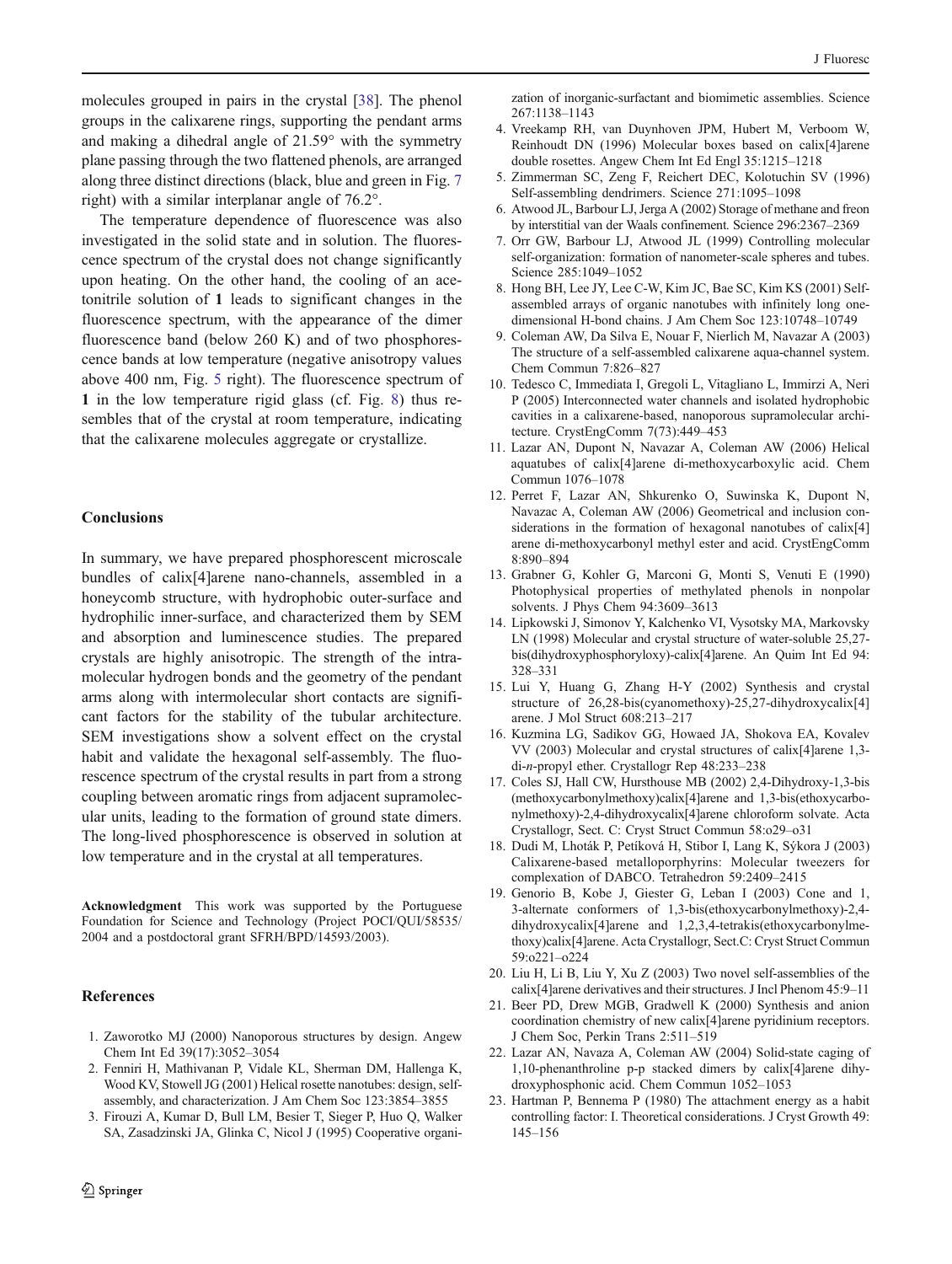molecules grouped in pairs in the crystal [38]. The phenol groups in the calixarene rings, supporting the pendant arms and making a dihedral angle of 21.59° with the symmetry plane passing through the two flattened phenols, are arranged along three distinct directions (black, blue and green in Fig. 7 right) with a similar interplanar angle of 76.2°.

The temperature dependence of fluorescence was also investigated in the solid state and in solution. The fluorescence spectrum of the crystal does not change significantly upon heating. On the other hand, the cooling of an acetonitrile solution of **1** leads to significant changes in the fluorescence spectrum, with the appearance of the dimer fluorescence band (below 260 K) and of two phosphorescence bands at low temperature (negative anisotropy values above 400 nm, Fig. 5 right). The fluorescence spectrum of **1** in the low temperature rigid glass (cf. Fig. 8) thus resembles that of the crystal at room temperature, indicating that the calixarene molecules aggregate or crystallize.

## Conclusions

In summary, we have prepared phosphorescent microscale bundles of calix[4]arene nano-channels, assembled in a honeycomb structure, with hydrophobic outer-surface and hydrophilic inner-surface, and characterized them by SEM and absorption and luminescence studies. The prepared crystals are highly anisotropic. The strength of the intramolecular hydrogen bonds and the geometry of the pendant arms along with intermolecular short contacts are significant factors for the stability of the tubular architecture. SEM investigations show a solvent effect on the crystal habit and validate the hexagonal self-assembly. The fluorescence spectrum of the crystal results in part from a strong coupling between aromatic rings from adjacent supramolecular units, leading to the formation of ground state dimers. The long-lived phosphorescence is observed in solution at low temperature and in the crystal at all temperatures.

**Acknowledgment** This work was supported by the Portuguese Foundation for Science and Technology (Project POCI/QUI/58535/2004 and a postdoctoral grant SFRH/BPD/14593/2003).

## References

1. Zaworotko MJ (2000) Nanoporous structures by design. Angew Chem Int Ed 39(17):3052–3054
2. Fenniri H, Mathivanan P, Vidale KL, Sherman DM, Hallenga K, Wood KV, Stowell JG (2001) Helical rosette nanotubes: design, self-assembly, and characterization. J Am Chem Soc 123:3854–3855
3. Firouzi A, Kumar D, Bull LM, Besier T, Sieger P, Huo Q, Walker SA, Zasadzinski JA, Glinka C, Nicol J (1995) Cooperative organization of inorganic-surfactant and biomimetic assemblies. Science 267:1138–1143
4. Vreekamp RH, van Duynhoven JPM, Hubert M, Verboom W, Reinhoudt DN (1996) Molecular boxes based on calix[4]arene double rosettes. Angew Chem Int Ed Engl 35:1215–1218
5. Zimmerman SC, Zeng F, Reichert DEC, Kolotuchin SV (1996) Self-assembling dendrimers. Science 271:1095–1098
6. Atwood JL, Barbour LJ, Jerga A (2002) Storage of methane and freon by interstitial van der Waals confinement. Science 296:2367–2369
7. Orr GW, Barbour LJ, Atwood JL (1999) Controlling molecular self-organization: formation of nanometer-scale spheres and tubes. Science 285:1049–1052
8. Hong BH, Lee JY, Lee C-W, Kim JC, Bae SC, Kim KS (2001) Self-assembled arrays of organic nanotubes with infinitely long one-dimensional H-bond chains. J Am Chem Soc 123:10748–10749
9. Coleman AW, Da Silva E, Nouar F, Nierlich M, Navazar A (2003) The structure of a self-assembled calixarene aqua-channel system. Chem Commun 7:826–827
10. Tedesco C, Immediata I, Gregoli L, Vitagliano L, Immirzi A, Neri P (2005) Interconnected water channels and isolated hydrophobic cavities in a calixarene-based, nanoporous supramolecular architecture. CrystEngComm 7(73):449–453
11. Lazar AN, Dupont N, Navazar A, Coleman AW (2006) Helical aquatubes of calix[4]arene di-methoxycarboxylic acid. Chem Commun 1076–1078
12. Perret F, Lazar AN, Shkurenko O, Suwinska K, Dupont N, Navazac A, Coleman AW (2006) Geometrical and inclusion considerations in the formation of hexagonal nanotubes of calix[4]arene di-methoxycarbonyl methyl ester and acid. CrystEngComm 8:890–894
13. Grabner G, Kohler G, Marconi G, Monti S, Venuti E (1990) Photophysical properties of methylated phenols in nonpolar solvents. J Phys Chem 94:3609–3613
14. Lipkowski J, Simonov Y, Kalchenko VI, Vysotsky MA, Markovsky LN (1998) Molecular and crystal structure of water-soluble 25,27-bis(dihydroxyphosphoryloxy)-calix[4]arene. An Quim Int Ed 94: 328–331
15. Lui Y, Huang G, Zhang H-Y (2002) Synthesis and crystal structure of 26,28-bis(cyanomethoxy)-25,27-dihydroxycalix[4]arene. J Mol Struct 608:213–217
16. Kuzmina LG, Sadikov GG, Howaed JA, Shokova EA, Kovalev VV (2003) Molecular and crystal structures of calix[4]arene 1,3-di-*n*-propyl ether. Crystallogr Rep 48:233–238
17. Coles SJ, Hall CW, Hursthouse MB (2002) 2,4-Dihydroxy-1,3-bis(methoxycarbonylmethoxy)calix[4]arene and 1,3-bis(ethoxycarbonylmethoxy)-2,4-dihydroxycalix[4]arene chloroform solvate. Acta Crystallogr, Sect. C: Cryst Struct Commun 58:o29–o31
18. Dudi M, Lhoták P, Petíková H, Stibor I, Lang K, Sýkora J (2003) Calixarene-based metalloporphyrins: Molecular tweezers for complexation of DABCO. Tetrahedron 59:2409–2415
19. Genorio B, Kobe J, Giester G, Leban I (2003) Cone and 1,3-alternate conformers of 1,3-bis(ethoxycarbonylmethoxy)-2,4-dihydroxycalix[4]arene and 1,2,3,4-tetrakis(ethoxycarbonylmethoxy)calix[4]arene. Acta Crystallogr, Sect.C: Cryst Struct Commun 59:o221–o224
20. Liu H, Li B, Liu Y, Xu Z (2003) Two novel self-assemblies of the calix[4]arene derivatives and their structures. J Incl Phenom 45:9–11
21. Beer PD, Drew MGB, Gradwell K (2000) Synthesis and anion coordination chemistry of new calix[4]arene pyridinium receptors. J Chem Soc, Perkin Trans 2:511–519
22. Lazar AN, Navaza A, Coleman AW (2004) Solid-state caging of 1,10-phenanthroline p-p stacked dimers by calix[4]arene dihydroxyphosphonic acid. Chem Commun 1052–1053
23. Hartman P, Bennema P (1980) The attachment energy as a habit controlling factor: I. Theoretical considerations. J Cryst Growth 49: 145–156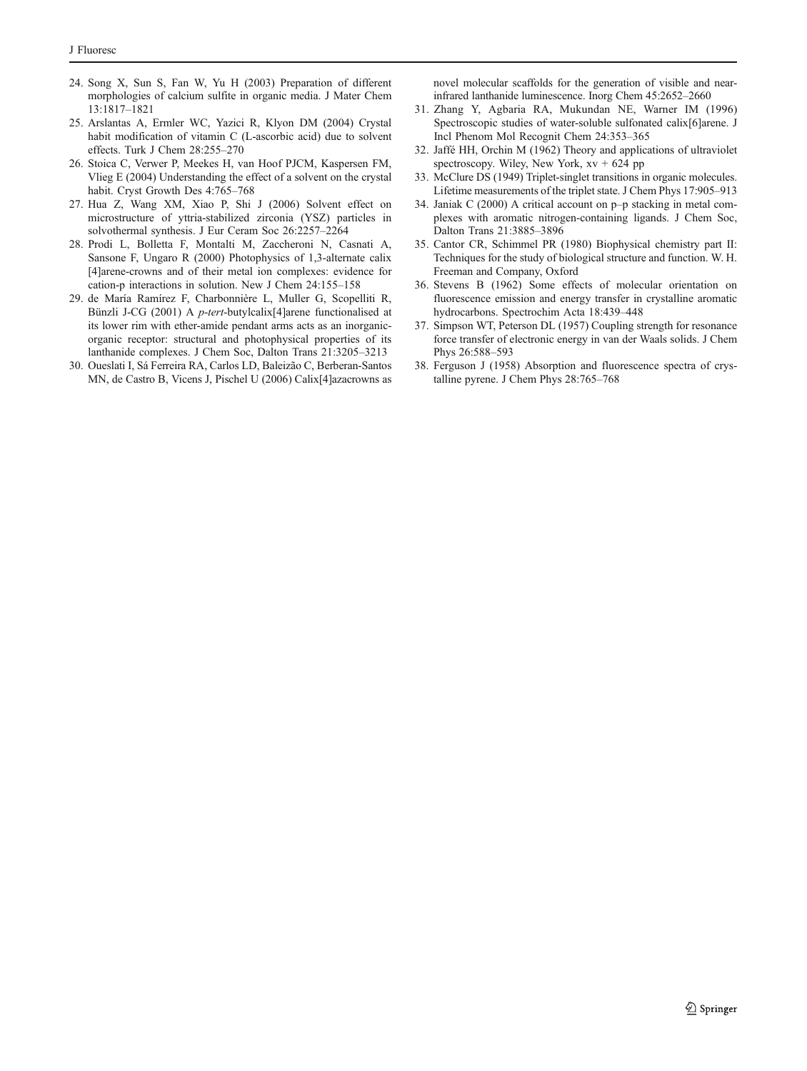24. Song X, Sun S, Fan W, Yu H (2003) Preparation of different morphologies of calcium sulfite in organic media. J Mater Chem 13:1817–1821
25. Arslantas A, Ermler WC, Yazici R, Klyon DM (2004) Crystal habit modification of vitamin C (L-ascorbic acid) due to solvent effects. Turk J Chem 28:255–270
26. Stoica C, Verwer P, Meekes H, van Hoof PJCM, Kaspersen FM, Vlieg E (2004) Understanding the effect of a solvent on the crystal habit. Cryst Growth Des 4:765–768
27. Hua Z, Wang XM, Xiao P, Shi J (2006) Solvent effect on microstructure of yttria-stabilized zirconia (YSZ) particles in solvothermal synthesis. J Eur Ceram Soc 26:2257–2264
28. Prodi L, Bolletta F, Montalti M, Zaccheroni N, Casnati A, Sansone F, Ungaro R (2000) Photophysics of 1,3-alternate calix[4]arene-crowns and of their metal ion complexes: evidence for cation-p interactions in solution. New J Chem 24:155–158
29. de María Ramírez F, Charbonnière L, Muller G, Scopelliti R, Bünzli J-CG (2001) A *p-tert*-butylcalix[4]arene functionalised at its lower rim with ether-amide pendant arms acts as an inorganic-organic receptor: structural and photophysical properties of its lanthanide complexes. J Chem Soc, Dalton Trans 21:3205–3213
30. Oueslati I, Sá Ferreira RA, Carlos LD, Baleizão C, Berberan-Santos MN, de Castro B, Vicens J, Pischel U (2006) Calix[4]azacrowns as novel molecular scaffolds for the generation of visible and near-infrared lanthanide luminescence. Inorg Chem 45:2652–2660
31. Zhang Y, Agbaria RA, Mukundan NE, Warner IM (1996) Spectroscopic studies of water-soluble sulfonated calix[6]arene. J Incl Phenom Mol Recognit Chem 24:353–365
32. Jaffé HH, Orchin M (1962) Theory and applications of ultraviolet spectroscopy. Wiley, New York, xv + 624 pp
33. McClure DS (1949) Triplet-singlet transitions in organic molecules. Lifetime measurements of the triplet state. J Chem Phys 17:905–913
34. Janiak C (2000) A critical account on p–p stacking in metal complexes with aromatic nitrogen-containing ligands. J Chem Soc, Dalton Trans 21:3885–3896
35. Cantor CR, Schimmel PR (1980) Biophysical chemistry part II: Techniques for the study of biological structure and function. W. H. Freeman and Company, Oxford
36. Stevens B (1962) Some effects of molecular orientation on fluorescence emission and energy transfer in crystalline aromatic hydrocarbons. Spectrochim Acta 18:439–448
37. Simpson WT, Peterson DL (1957) Coupling strength for resonance force transfer of electronic energy in van der Waals solids. J Chem Phys 26:588–593
38. Ferguson J (1958) Absorption and fluorescence spectra of crystalline pyrene. J Chem Phys 28:765–768